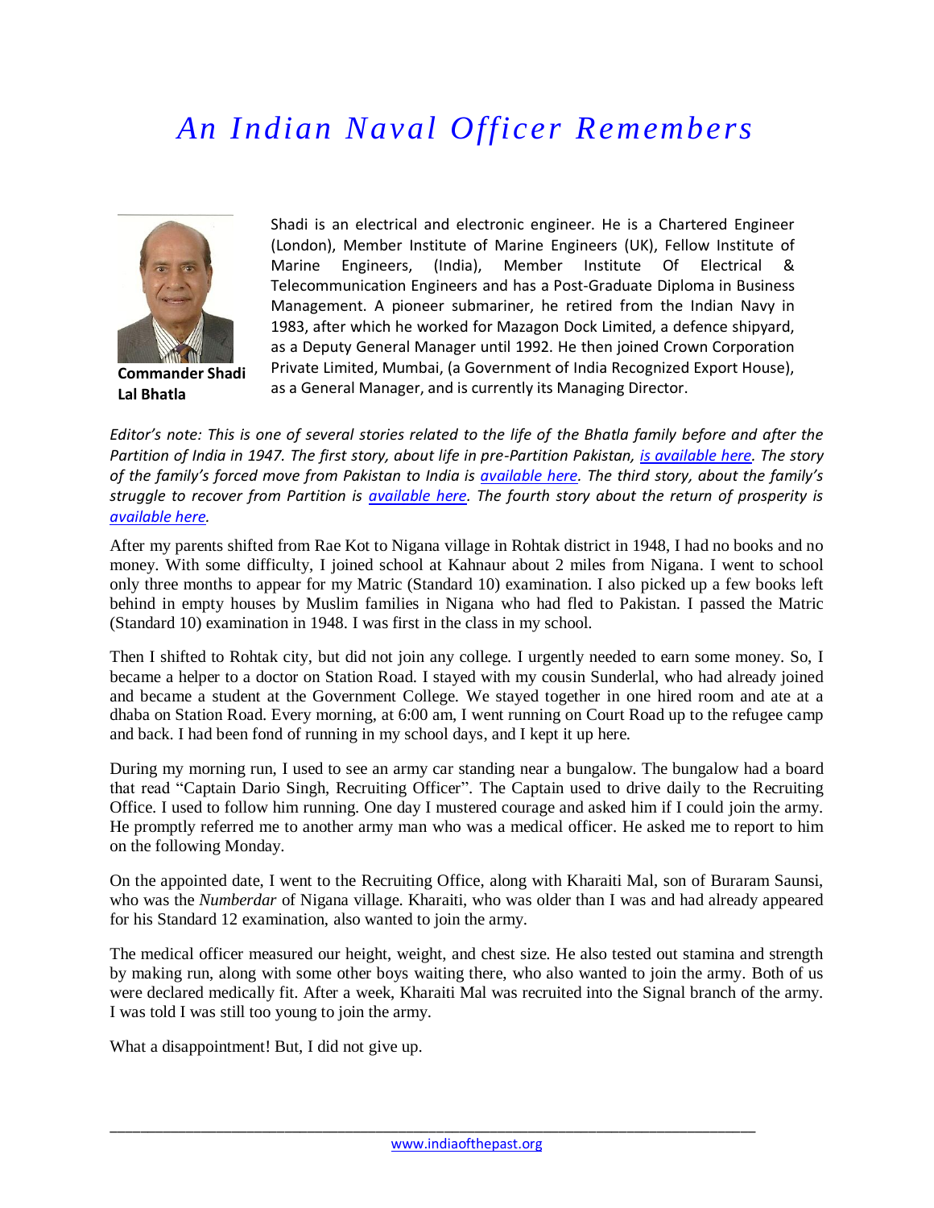# *An Indian Naval Officer Remembers*

**Commander Shadi Lal Bhatla**

Shadi is an electrical and electronic engineer. He is a Chartered Engineer (London), Member Institute of Marine Engineers (UK), Fellow Institute of Marine Engineers, (India), Member Institute Of Electrical & Telecommunication Engineers and has a Post-Graduate Diploma in Business Management. A pioneer submariner, he retired from the Indian Navy in 1983, after which he worked for Mazagon Dock Limited, a defence shipyard, as a Deputy General Manager until 1992. He then joined Crown Corporation Private Limited, Mumbai, (a Government of India Recognized Export House), as a General Manager, and is currently its Managing Director.

*Editor's note: This is one of several stories related to the life of the Bhatla family before and after the Partition of India in 1947. The first story, about life in pre-Partition Pakistan, is available here. The story of the family's forced move from Pakistan to India is available here. The third story, about the family's struggle to recover from Partition is available here. The fourth story about the return of prosperity is available here.*

After my parents shifted from Rae Kot to Nigana village in Rohtak district in 1948, I had no books and no money. With some difficulty, I joined school at Kahnaur about 2 miles from Nigana. I went to school only three months to appear for my Matric (Standard 10) examination. I also picked up a few books left behind in empty houses by Muslim families in Nigana who had fled to Pakistan. I passed the Matric (Standard 10) examination in 1948. I was first in the class in my school.

Then I shifted to Rohtak city, but did not join any college. I urgently needed to earn some money. So, I became a helper to a doctor on Station Road. I stayed with my cousin Sunderlal, who had already joined and became a student at the Government College. We stayed together in one hired room and ate at a dhaba on Station Road. Every morning, at 6:00 am, I went running on Court Road up to the refugee camp and back. I had been fond of running in my school days, and I kept it up here.

During my morning run, I used to see an army car standing near a bungalow. The bungalow had a board that read "Captain Dario Singh, Recruiting Officer". The Captain used to drive daily to the Recruiting Office. I used to follow him running. One day I mustered courage and asked him if I could join the army. He promptly referred me to another army man who was a medical officer. He asked me to report to him on the following Monday.

On the appointed date, I went to the Recruiting Office, along with Kharaiti Mal, son of Buraram Saunsi, who was the *Numberdar* of Nigana village. Kharaiti, who was older than I was and had already appeared for his Standard 12 examination, also wanted to join the army.

The medical officer measured our height, weight, and chest size. He also tested out stamina and strength by making run, along with some other boys waiting there, who also wanted to join the army. Both of us were declared medically fit. After a week, Kharaiti Mal was recruited into the Signal branch of the army. I was told I was still too young to join the army.

What a disappointment! But, I did not give up.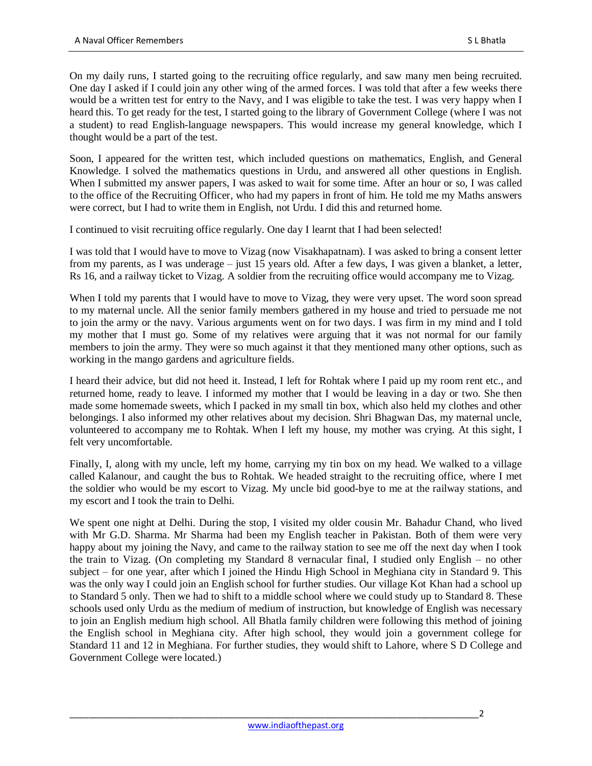On my daily runs, I started going to the recruiting office regularly, and saw many men being recruited. One day I asked if I could join any other wing of the armed forces. I was told that after a few weeks there would be a written test for entry to the Navy, and I was eligible to take the test. I was very happy when I heard this. To get ready for the test, I started going to the library of Government College (where I was not a student) to read English-language newspapers. This would increase my general knowledge, which I thought would be a part of the test.

Soon, I appeared for the written test, which included questions on mathematics, English, and General Knowledge. I solved the mathematics questions in Urdu, and answered all other questions in English. When I submitted my answer papers, I was asked to wait for some time. After an hour or so, I was called to the office of the Recruiting Officer, who had my papers in front of him. He told me my Maths answers were correct, but I had to write them in English, not Urdu. I did this and returned home.

I continued to visit recruiting office regularly. One day I learnt that I had been selected!

I was told that I would have to move to Vizag (now Visakhapatnam). I was asked to bring a consent letter from my parents, as I was underage – just 15 years old. After a few days, I was given a blanket, a letter, Rs 16, and a railway ticket to Vizag. A soldier from the recruiting office would accompany me to Vizag.

When I told my parents that I would have to move to Vizag, they were very upset. The word soon spread to my maternal uncle. All the senior family members gathered in my house and tried to persuade me not to join the army or the navy. Various arguments went on for two days. I was firm in my mind and I told my mother that I must go. Some of my relatives were arguing that it was not normal for our family members to join the army. They were so much against it that they mentioned many other options, such as working in the mango gardens and agriculture fields.

I heard their advice, but did not heed it. Instead, I left for Rohtak where I paid up my room rent etc., and returned home, ready to leave. I informed my mother that I would be leaving in a day or two. She then made some homemade sweets, which I packed in my small tin box, which also held my clothes and other belongings. I also informed my other relatives about my decision. Shri Bhagwan Das, my maternal uncle, volunteered to accompany me to Rohtak. When I left my house, my mother was crying. At this sight, I felt very uncomfortable.

Finally, I, along with my uncle, left my home, carrying my tin box on my head. We walked to a village called Kalanour, and caught the bus to Rohtak. We headed straight to the recruiting office, where I met the soldier who would be my escort to Vizag. My uncle bid good-bye to me at the railway stations, and my escort and I took the train to Delhi.

We spent one night at Delhi. During the stop, I visited my older cousin Mr. Bahadur Chand, who lived with Mr G.D. Sharma. Mr Sharma had been my English teacher in Pakistan. Both of them were very happy about my joining the Navy, and came to the railway station to see me off the next day when I took the train to Vizag. (On completing my Standard 8 vernacular final, I studied only English – no other subject – for one year, after which I joined the Hindu High School in Meghiana city in Standard 9. This was the only way I could join an English school for further studies. Our village Kot Khan had a school up to Standard 5 only. Then we had to shift to a middle school where we could study up to Standard 8. These schools used only Urdu as the medium of medium of instruction, but knowledge of English was necessary to join an English medium high school. All Bhatla family children were following this method of joining the English school in Meghiana city. After high school, they would join a government college for Standard 11 and 12 in Meghiana. For further studies, they would shift to Lahore, where S D College and Government College were located.)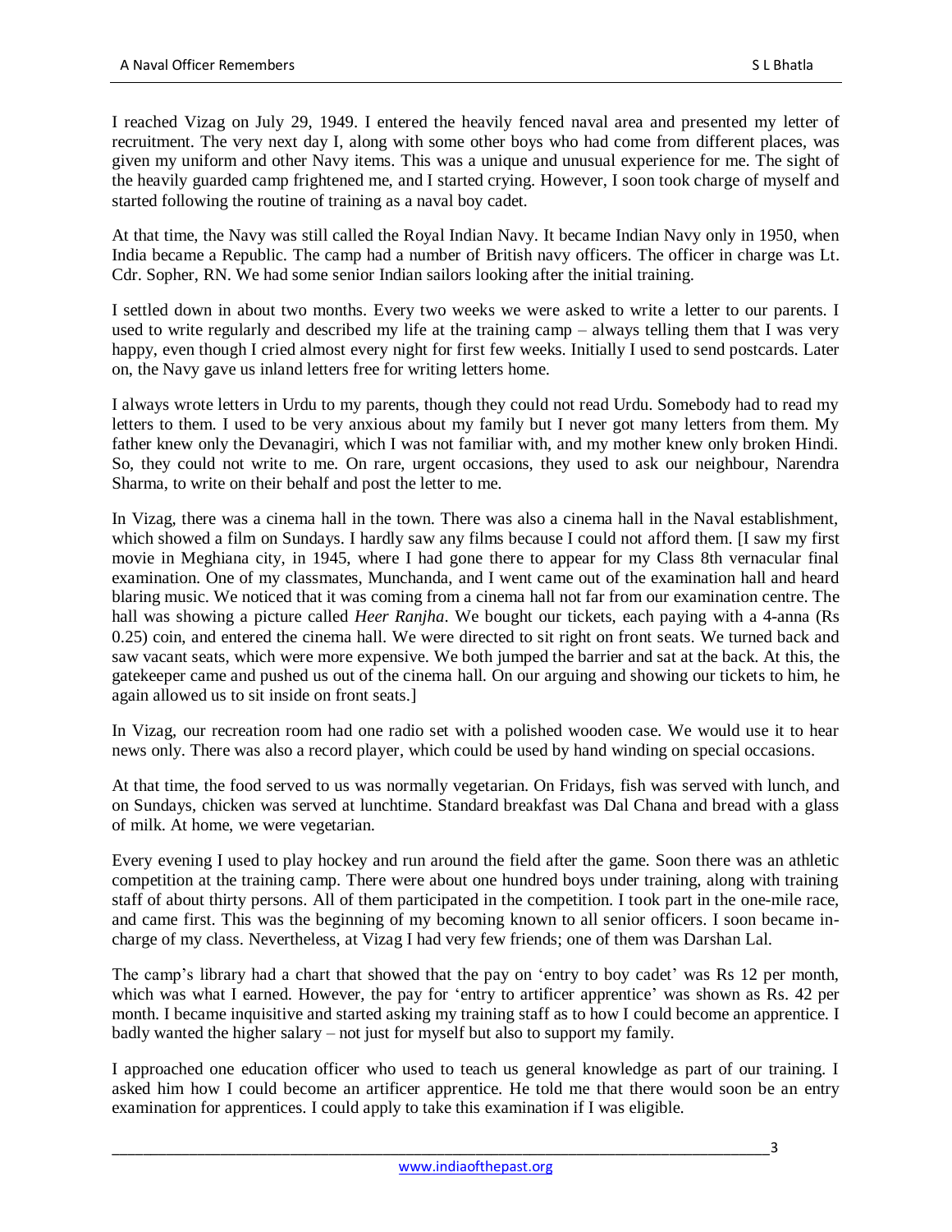I reached Vizag on July 29, 1949. I entered the heavily fenced naval area and presented my letter of recruitment. The very next day I, along with some other boys who had come from different places, was given my uniform and other Navy items. This was a unique and unusual experience for me. The sight of the heavily guarded camp frightened me, and I started crying. However, I soon took charge of myself and started following the routine of training as a naval boy cadet.

At that time, the Navy was still called the Royal Indian Navy. It became Indian Navy only in 1950, when India became a Republic. The camp had a number of British navy officers. The officer in charge was Lt. Cdr. Sopher, RN. We had some senior Indian sailors looking after the initial training.

I settled down in about two months. Every two weeks we were asked to write a letter to our parents. I used to write regularly and described my life at the training camp – always telling them that I was very happy, even though I cried almost every night for first few weeks. Initially I used to send postcards. Later on, the Navy gave us inland letters free for writing letters home.

I always wrote letters in Urdu to my parents, though they could not read Urdu. Somebody had to read my letters to them. I used to be very anxious about my family but I never got many letters from them. My father knew only the Devanagiri, which I was not familiar with, and my mother knew only broken Hindi. So, they could not write to me. On rare, urgent occasions, they used to ask our neighbour, Narendra Sharma, to write on their behalf and post the letter to me.

In Vizag, there was a cinema hall in the town. There was also a cinema hall in the Naval establishment, which showed a film on Sundays. I hardly saw any films because I could not afford them. [I saw my first movie in Meghiana city, in 1945, where I had gone there to appear for my Class 8th vernacular final examination. One of my classmates, Munchanda, and I went came out of the examination hall and heard blaring music. We noticed that it was coming from a cinema hall not far from our examination centre. The hall was showing a picture called *Heer Ranjha*. We bought our tickets, each paying with a 4-anna (Rs 0.25) coin, and entered the cinema hall. We were directed to sit right on front seats. We turned back and saw vacant seats, which were more expensive. We both jumped the barrier and sat at the back. At this, the gatekeeper came and pushed us out of the cinema hall. On our arguing and showing our tickets to him, he again allowed us to sit inside on front seats.]

In Vizag, our recreation room had one radio set with a polished wooden case. We would use it to hear news only. There was also a record player, which could be used by hand winding on special occasions.

At that time, the food served to us was normally vegetarian. On Fridays, fish was served with lunch, and on Sundays, chicken was served at lunchtime. Standard breakfast was Dal Chana and bread with a glass of milk. At home, we were vegetarian.

Every evening I used to play hockey and run around the field after the game. Soon there was an athletic competition at the training camp. There were about one hundred boys under training, along with training staff of about thirty persons. All of them participated in the competition. I took part in the one-mile race, and came first. This was the beginning of my becoming known to all senior officers. I soon became in-charge of my class. Nevertheless, at Vizag I had very few friends; one of them was Darshan Lal.

The camp's library had a chart that showed that the pay on 'entry to boy cadet' was Rs 12 per month, which was what I earned. However, the pay for 'entry to artificer apprentice' was shown as Rs. 42 per month. I became inquisitive and started asking my training staff as to how I could become an apprentice. I badly wanted the higher salary – not just for myself but also to support my family.

I approached one education officer who used to teach us general knowledge as part of our training. I asked him how I could become an artificer apprentice. He told me that there would soon be an entry examination for apprentices. I could apply to take this examination if I was eligible.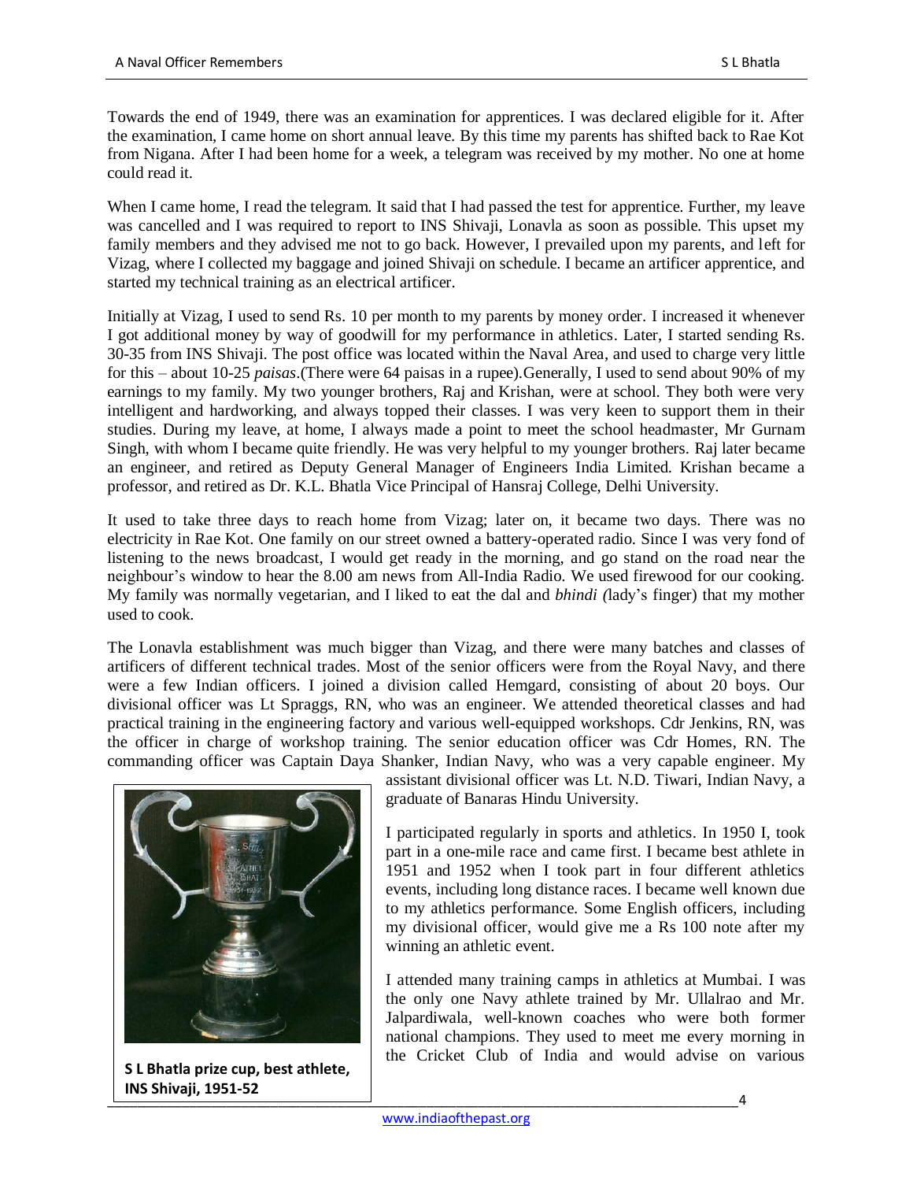Towards the end of 1949, there was an examination for apprentices. I was declared eligible for it. After the examination, I came home on short annual leave. By this time my parents has shifted back to Rae Kot from Nigana. After I had been home for a week, a telegram was received by my mother. No one at home could read it.

When I came home, I read the telegram. It said that I had passed the test for apprentice. Further, my leave was cancelled and I was required to report to INS Shivaji, Lonavla as soon as possible. This upset my family members and they advised me not to go back. However, I prevailed upon my parents, and left for Vizag, where I collected my baggage and joined Shivaji on schedule. I became an artificer apprentice, and started my technical training as an electrical artificer.

Initially at Vizag, I used to send Rs. 10 per month to my parents by money order. I increased it whenever I got additional money by way of goodwill for my performance in athletics. Later, I started sending Rs. 30-35 from INS Shivaji. The post office was located within the Naval Area, and used to charge very little for this – about 10-25 *paisas*.(There were 64 paisas in a rupee).Generally, I used to send about 90% of my earnings to my family. My two younger brothers, Raj and Krishan, were at school. They both were very intelligent and hardworking, and always topped their classes. I was very keen to support them in their studies. During my leave, at home, I always made a point to meet the school headmaster, Mr Gurnam Singh, with whom I became quite friendly. He was very helpful to my younger brothers. Raj later became an engineer, and retired as Deputy General Manager of Engineers India Limited. Krishan became a professor, and retired as Dr. K.L. Bhatla Vice Principal of Hansraj College, Delhi University.

It used to take three days to reach home from Vizag; later on, it became two days. There was no electricity in Rae Kot. One family on our street owned a battery-operated radio. Since I was very fond of listening to the news broadcast, I would get ready in the morning, and go stand on the road near the neighbour's window to hear the 8.00 am news from All-India Radio. We used firewood for our cooking. My family was normally vegetarian, and I liked to eat the dal and *bhindi (*lady's finger) that my mother used to cook.

The Lonavla establishment was much bigger than Vizag, and there were many batches and classes of artificers of different technical trades. Most of the senior officers were from the Royal Navy, and there were a few Indian officers. I joined a division called Hemgard, consisting of about 20 boys. Our divisional officer was Lt Spraggs, RN, who was an engineer. We attended theoretical classes and had practical training in the engineering factory and various well-equipped workshops. Cdr Jenkins, RN, was the officer in charge of workshop training. The senior education officer was Cdr Homes, RN. The commanding officer was Captain Daya Shanker, Indian Navy, who was a very capable engineer. My assistant divisional officer was Lt. N.D. Tiwari, Indian Navy, a graduate of Banaras Hindu University.

**S L Bhatla prize cup, best athlete, INS Shivaji, 1951-52**

I participated regularly in sports and athletics. In 1950 I, took part in a one-mile race and came first. I became best athlete in 1951 and 1952 when I took part in four different athletics events, including long distance races. I became well known due to my athletics performance. Some English officers, including my divisional officer, would give me a Rs 100 note after my winning an athletic event.

I attended many training camps in athletics at Mumbai. I was the only one Navy athlete trained by Mr. Ullalrao and Mr. Jalpardiwala, well-known coaches who were both former national champions. They used to meet me every morning in the Cricket Club of India and would advise on various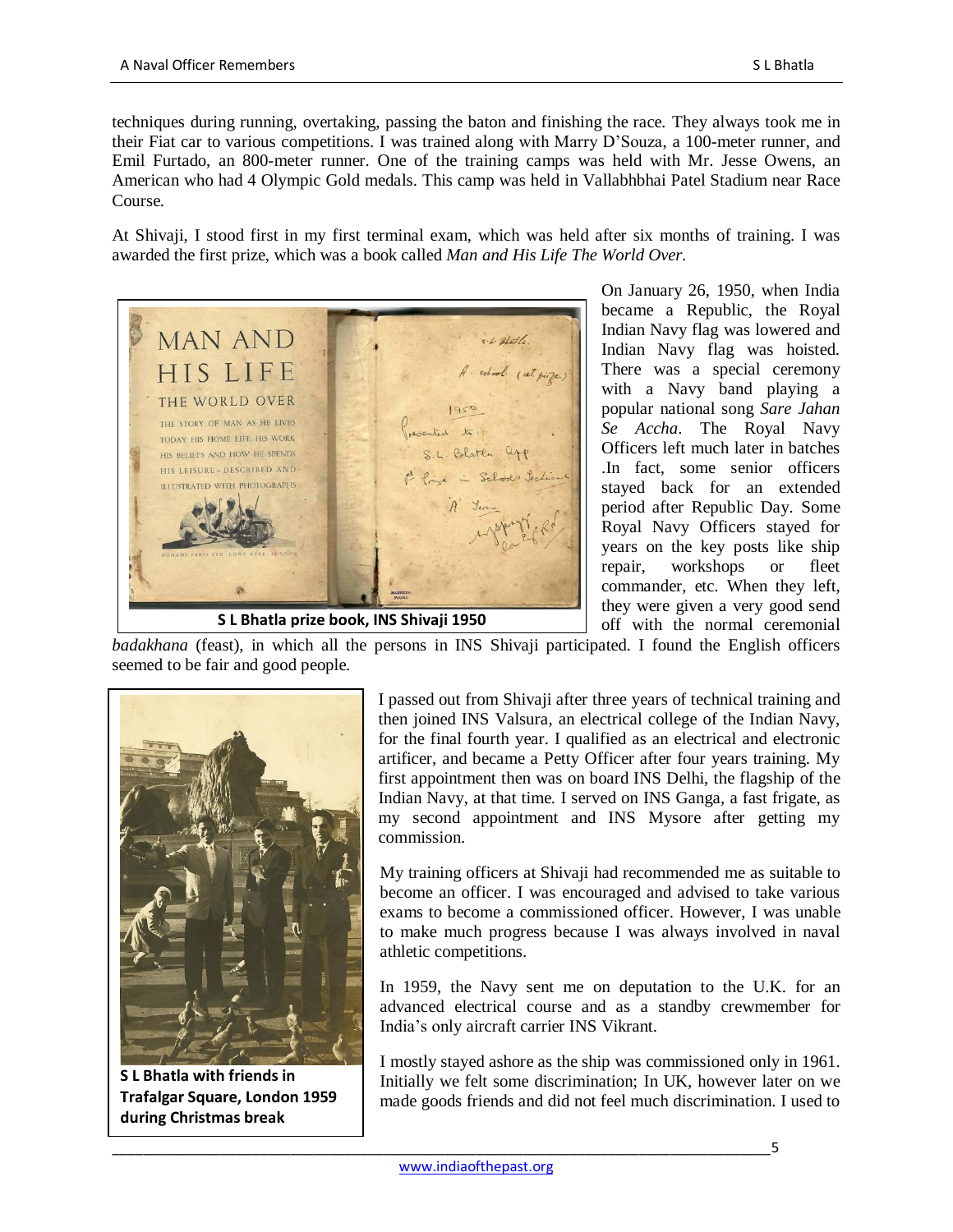techniques during running, overtaking, passing the baton and finishing the race. They always took me in their Fiat car to various competitions. I was trained along with Marry D'Souza, a 100-meter runner, and Emil Furtado, an 800-meter runner. One of the training camps was held with Mr. Jesse Owens, an American who had 4 Olympic Gold medals. This camp was held in Vallabhbhai Patel Stadium near Race Course.

At Shivaji, I stood first in my first terminal exam, which was held after six months of training. I was awarded the first prize, which was a book called *Man and His Life The World Over.*

**S L Bhatla prize book, INS Shivaji 1950**

On January 26, 1950, when India became a Republic, the Royal Indian Navy flag was lowered and Indian Navy flag was hoisted. There was a special ceremony with a Navy band playing a popular national song *Sare Jahan Se Accha*. The Royal Navy Officers left much later in batches .In fact, some senior officers stayed back for an extended period after Republic Day. Some Royal Navy Officers stayed for years on the key posts like ship repair, workshops or fleet commander, etc. When they left, they were given a very good send off with the normal ceremonial *badakhana* (feast), in which all the persons in INS Shivaji participated. I found the English officers seemed to be fair and good people.

**S L Bhatla with friends in Trafalgar Square, London 1959 during Christmas break**

I passed out from Shivaji after three years of technical training and then joined INS Valsura, an electrical college of the Indian Navy, for the final fourth year. I qualified as an electrical and electronic artificer, and became a Petty Officer after four years training. My first appointment then was on board INS Delhi, the flagship of the Indian Navy, at that time. I served on INS Ganga, a fast frigate, as my second appointment and INS Mysore after getting my commission.

My training officers at Shivaji had recommended me as suitable to become an officer. I was encouraged and advised to take various exams to become a commissioned officer. However, I was unable to make much progress because I was always involved in naval athletic competitions.

In 1959, the Navy sent me on deputation to the U.K. for an advanced electrical course and as a standby crewmember for India's only aircraft carrier INS Vikrant.

I mostly stayed ashore as the ship was commissioned only in 1961. Initially we felt some discrimination; In UK, however later on we made goods friends and did not feel much discrimination. I used to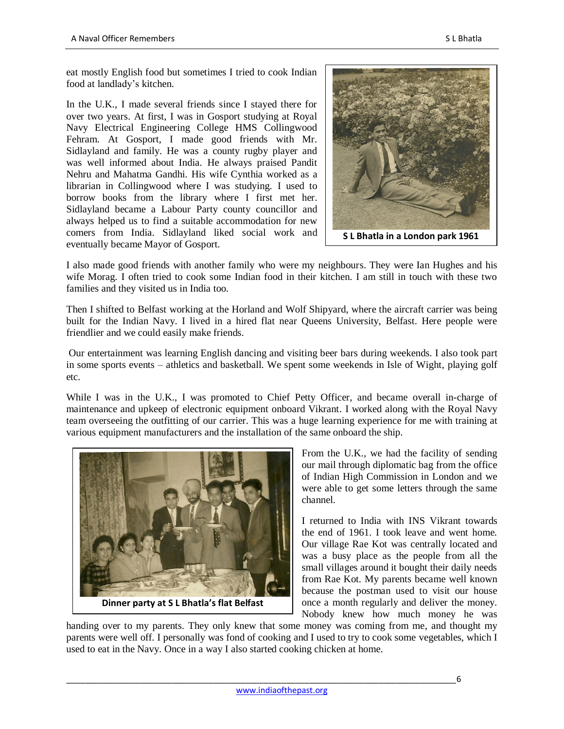eat mostly English food but sometimes I tried to cook Indian food at landlady's kitchen.

In the U.K., I made several friends since I stayed there for over two years. At first, I was in Gosport studying at Royal Navy Electrical Engineering College HMS Collingwood Fehram. At Gosport, I made good friends with Mr. Sidlayland and family. He was a county rugby player and was well informed about India. He always praised Pandit Nehru and Mahatma Gandhi. His wife Cynthia worked as a librarian in Collingwood where I was studying. I used to borrow books from the library where I first met her. Sidlayland became a Labour Party county councillor and always helped us to find a suitable accommodation for new comers from India. Sidlayland liked social work and eventually became Mayor of Gosport.

**S L Bhatla in a London park 1961**

I also made good friends with another family who were my neighbours. They were Ian Hughes and his wife Morag. I often tried to cook some Indian food in their kitchen. I am still in touch with these two families and they visited us in India too.

Then I shifted to Belfast working at the Horland and Wolf Shipyard, where the aircraft carrier was being built for the Indian Navy. I lived in a hired flat near Queens University, Belfast. Here people were friendlier and we could easily make friends.

Our entertainment was learning English dancing and visiting beer bars during weekends. I also took part in some sports events – athletics and basketball. We spent some weekends in Isle of Wight, playing golf etc.

While I was in the U.K., I was promoted to Chief Petty Officer, and became overall in-charge of maintenance and upkeep of electronic equipment onboard Vikrant. I worked along with the Royal Navy team overseeing the outfitting of our carrier. This was a huge learning experience for me with training at various equipment manufacturers and the installation of the same onboard the ship.

**Dinner party at S L Bhatla's flat Belfast**

From the U.K., we had the facility of sending our mail through diplomatic bag from the office of Indian High Commission in London and we were able to get some letters through the same channel.

I returned to India with INS Vikrant towards the end of 1961. I took leave and went home. Our village Rae Kot was centrally located and was a busy place as the people from all the small villages around it bought their daily needs from Rae Kot. My parents became well known because the postman used to visit our house once a month regularly and deliver the money. Nobody knew how much money he was handing over to my parents. They only knew that some money was coming from me, and thought my parents were well off. I personally was fond of cooking and I used to try to cook some vegetables, which I used to eat in the Navy. Once in a way I also started cooking chicken at home.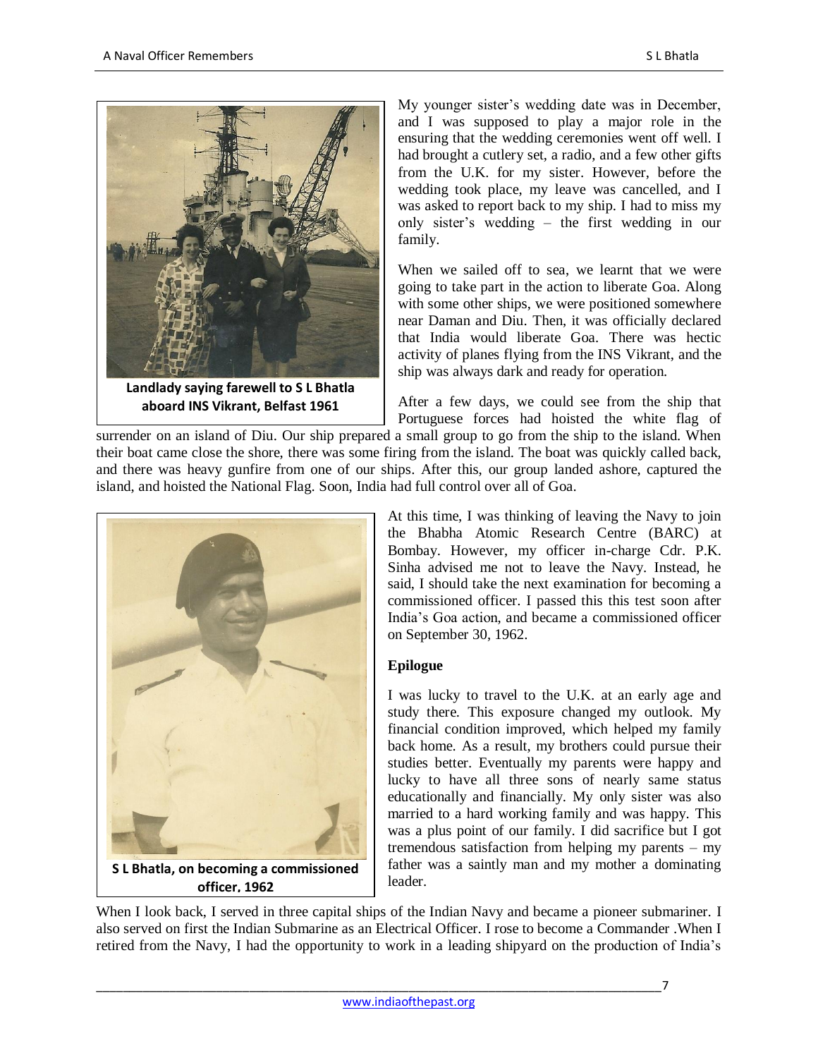My younger sister's wedding date was in December, and I was supposed to play a major role in the ensuring that the wedding ceremonies went off well. I had brought a cutlery set, a radio, and a few other gifts from the U.K. for my sister. However, before the wedding took place, my leave was cancelled, and I was asked to report back to my ship. I had to miss my only sister's wedding – the first wedding in our family.

Landlady saying farewell to S L Bhatla aboard INS Vikrant, Belfast 1961

When we sailed off to sea, we learnt that we were going to take part in the action to liberate Goa. Along with some other ships, we were positioned somewhere near Daman and Diu. Then, it was officially declared that India would liberate Goa. There was hectic activity of planes flying from the INS Vikrant, and the ship was always dark and ready for operation.

After a few days, we could see from the ship that Portuguese forces had hoisted the white flag of surrender on an island of Diu. Our ship prepared a small group to go from the ship to the island. When their boat came close the shore, there was some firing from the island. The boat was quickly called back, and there was heavy gunfire from one of our ships. After this, our group landed ashore, captured the island, and hoisted the National Flag. Soon, India had full control over all of Goa.

At this time, I was thinking of leaving the Navy to join the Bhabha Atomic Research Centre (BARC) at Bombay. However, my officer in-charge Cdr. P.K. Sinha advised me not to leave the Navy. Instead, he said, I should take the next examination for becoming a commissioned officer. I passed this this test soon after India's Goa action, and became a commissioned officer on September 30, 1962.

S L Bhatla, on becoming a commissioned officer, 1962

**Epilogue**

I was lucky to travel to the U.K. at an early age and study there. This exposure changed my outlook. My financial condition improved, which helped my family back home. As a result, my brothers could pursue their studies better. Eventually my parents were happy and lucky to have all three sons of nearly same status educationally and financially. My only sister was also married to a hard working family and was happy. This was a plus point of our family. I did sacrifice but I got tremendous satisfaction from helping my parents – my father was a saintly man and my mother a dominating leader.

When I look back, I served in three capital ships of the Indian Navy and became a pioneer submariner. I also served on first the Indian Submarine as an Electrical Officer. I rose to become a Commander .When I retired from the Navy, I had the opportunity to work in a leading shipyard on the production of India's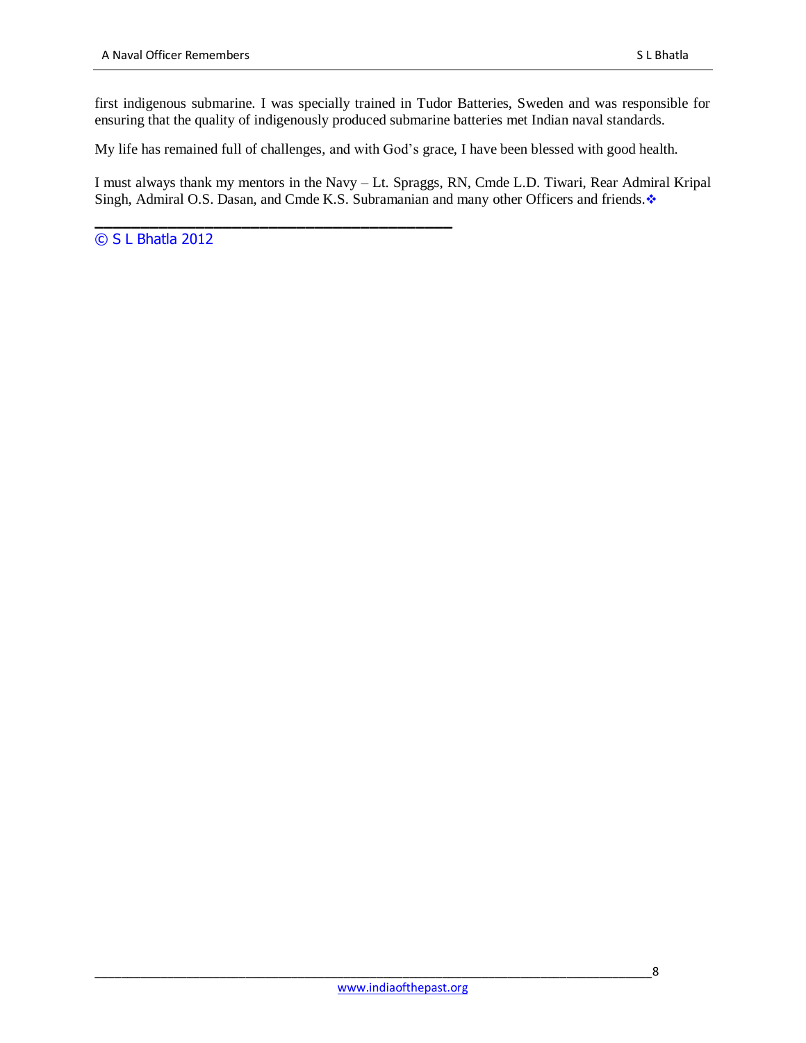first indigenous submarine. I was specially trained in Tudor Batteries, Sweden and was responsible for ensuring that the quality of indigenously produced submarine batteries met Indian naval standards.

My life has remained full of challenges, and with God's grace, I have been blessed with good health.

I must always thank my mentors in the Navy – Lt. Spraggs, RN, Cmde L.D. Tiwari, Rear Admiral Kripal Singh, Admiral O.S. Dasan, and Cmde K.S. Subramanian and many other Officers and friends.❖

---

© S L Bhatla 2012